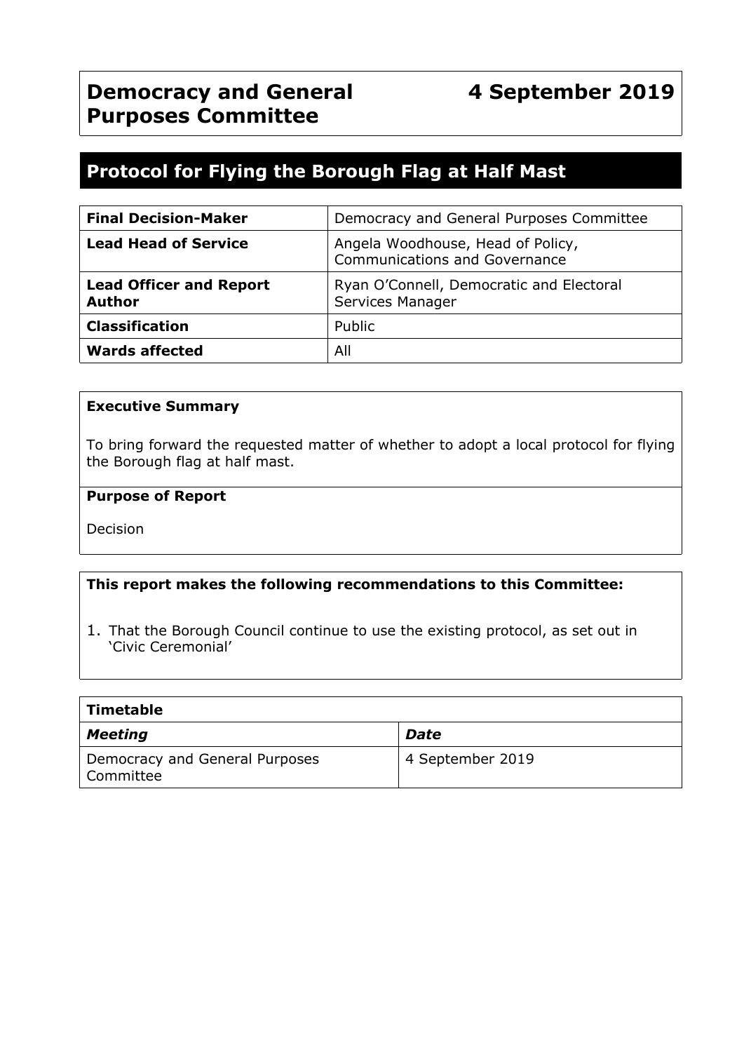# Democracy and General Purposes Committee

**4 September 2019**

## Protocol for Flying the Borough Flag at Half Mast

| | |
|---|---|
| **Final Decision-Maker** | Democracy and General Purposes Committee |
| **Lead Head of Service** | Angela Woodhouse, Head of Policy, Communications and Governance |
| **Lead Officer and Report Author** | Ryan O'Connell, Democratic and Electoral Services Manager |
| **Classification** | Public |
| **Wards affected** | All |

**Executive Summary**

To bring forward the requested matter of whether to adopt a local protocol for flying the Borough flag at half mast.

**Purpose of Report**

Decision

**This report makes the following recommendations to this Committee:**

1. That the Borough Council continue to use the existing protocol, as set out in 'Civic Ceremonial'

| **Timetable** | |
|---|---|
| ***Meeting*** | ***Date*** |
| Democracy and General Purposes Committee | 4 September 2019 |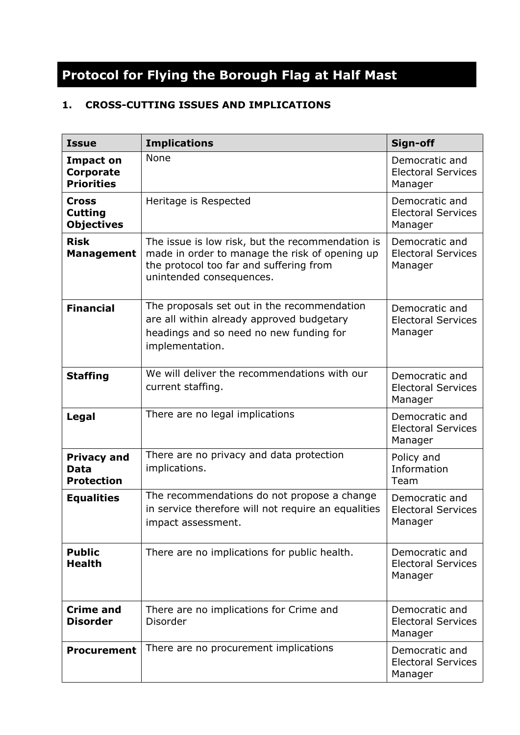# Protocol for Flying the Borough Flag at Half Mast

## 1. CROSS-CUTTING ISSUES AND IMPLICATIONS

| Issue | Implications | Sign-off |
|---|---|---|
| **Impact on Corporate Priorities** | None | Democratic and Electoral Services Manager |
| **Cross Cutting Objectives** | Heritage is Respected | Democratic and Electoral Services Manager |
| **Risk Management** | The issue is low risk, but the recommendation is made in order to manage the risk of opening up the protocol too far and suffering from unintended consequences. | Democratic and Electoral Services Manager |
| **Financial** | The proposals set out in the recommendation are all within already approved budgetary headings and so need no new funding for implementation. | Democratic and Electoral Services Manager |
| **Staffing** | We will deliver the recommendations with our current staffing. | Democratic and Electoral Services Manager |
| **Legal** | There are no legal implications | Democratic and Electoral Services Manager |
| **Privacy and Data Protection** | There are no privacy and data protection implications. | Policy and Information Team |
| **Equalities** | The recommendations do not propose a change in service therefore will not require an equalities impact assessment. | Democratic and Electoral Services Manager |
| **Public Health** | There are no implications for public health. | Democratic and Electoral Services Manager |
| **Crime and Disorder** | There are no implications for Crime and Disorder | Democratic and Electoral Services Manager |
| **Procurement** | There are no procurement implications | Democratic and Electoral Services Manager |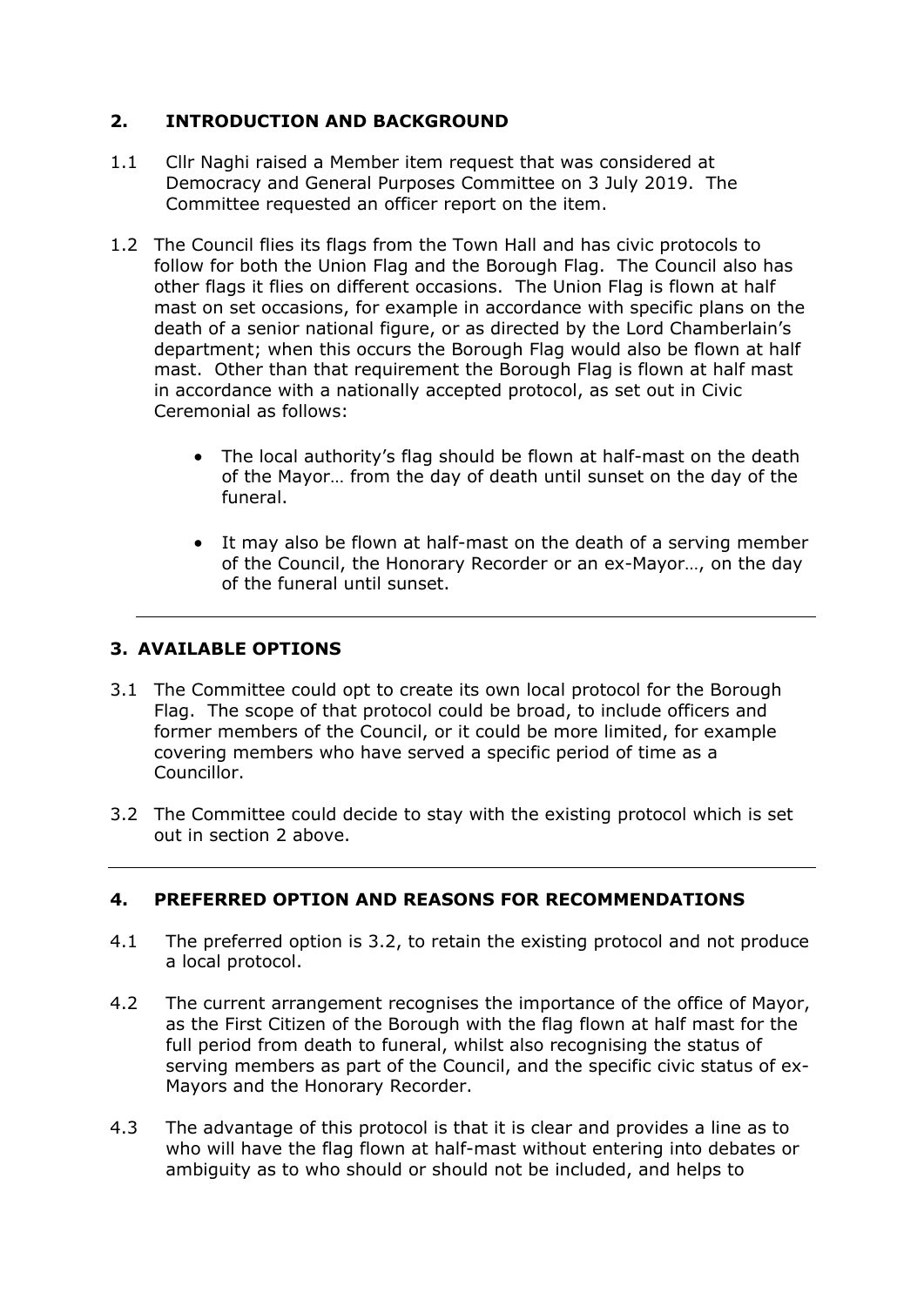## 2. INTRODUCTION AND BACKGROUND

1.1 Cllr Naghi raised a Member item request that was considered at Democracy and General Purposes Committee on 3 July 2019. The Committee requested an officer report on the item.

1.2 The Council flies its flags from the Town Hall and has civic protocols to follow for both the Union Flag and the Borough Flag. The Council also has other flags it flies on different occasions. The Union Flag is flown at half mast on set occasions, for example in accordance with specific plans on the death of a senior national figure, or as directed by the Lord Chamberlain's department; when this occurs the Borough Flag would also be flown at half mast. Other than that requirement the Borough Flag is flown at half mast in accordance with a nationally accepted protocol, as set out in Civic Ceremonial as follows:

- The local authority's flag should be flown at half-mast on the death of the Mayor… from the day of death until sunset on the day of the funeral.
- It may also be flown at half-mast on the death of a serving member of the Council, the Honorary Recorder or an ex-Mayor…, on the day of the funeral until sunset.

---

## 3. AVAILABLE OPTIONS

3.1 The Committee could opt to create its own local protocol for the Borough Flag. The scope of that protocol could be broad, to include officers and former members of the Council, or it could be more limited, for example covering members who have served a specific period of time as a Councillor.

3.2 The Committee could decide to stay with the existing protocol which is set out in section 2 above.

---

## 4. PREFERRED OPTION AND REASONS FOR RECOMMENDATIONS

4.1 The preferred option is 3.2, to retain the existing protocol and not produce a local protocol.

4.2 The current arrangement recognises the importance of the office of Mayor, as the First Citizen of the Borough with the flag flown at half mast for the full period from death to funeral, whilst also recognising the status of serving members as part of the Council, and the specific civic status of ex-Mayors and the Honorary Recorder.

4.3 The advantage of this protocol is that it is clear and provides a line as to who will have the flag flown at half-mast without entering into debates or ambiguity as to who should or should not be included, and helps to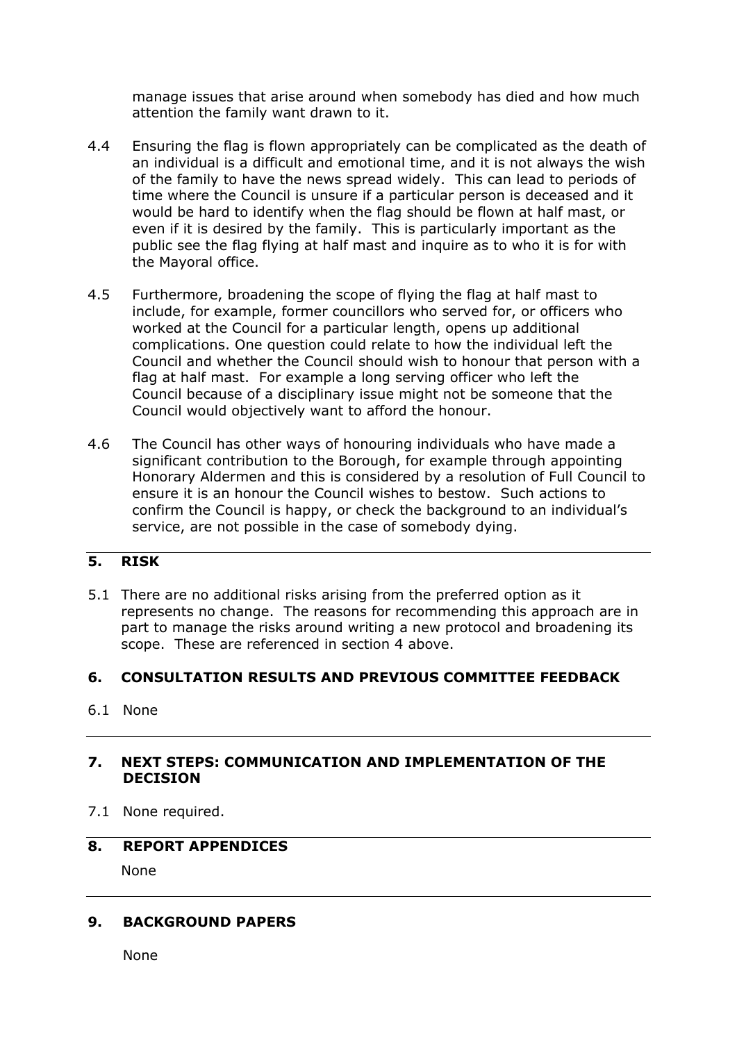manage issues that arise around when somebody has died and how much attention the family want drawn to it.

4.4 Ensuring the flag is flown appropriately can be complicated as the death of an individual is a difficult and emotional time, and it is not always the wish of the family to have the news spread widely. This can lead to periods of time where the Council is unsure if a particular person is deceased and it would be hard to identify when the flag should be flown at half mast, or even if it is desired by the family. This is particularly important as the public see the flag flying at half mast and inquire as to who it is for with the Mayoral office.

4.5 Furthermore, broadening the scope of flying the flag at half mast to include, for example, former councillors who served for, or officers who worked at the Council for a particular length, opens up additional complications. One question could relate to how the individual left the Council and whether the Council should wish to honour that person with a flag at half mast. For example a long serving officer who left the Council because of a disciplinary issue might not be someone that the Council would objectively want to afford the honour.

4.6 The Council has other ways of honouring individuals who have made a significant contribution to the Borough, for example through appointing Honorary Aldermen and this is considered by a resolution of Full Council to ensure it is an honour the Council wishes to bestow. Such actions to confirm the Council is happy, or check the background to an individual's service, are not possible in the case of somebody dying.

## 5. RISK

5.1 There are no additional risks arising from the preferred option as it represents no change. The reasons for recommending this approach are in part to manage the risks around writing a new protocol and broadening its scope. These are referenced in section 4 above.

## 6. CONSULTATION RESULTS AND PREVIOUS COMMITTEE FEEDBACK

6.1 None

## 7. NEXT STEPS: COMMUNICATION AND IMPLEMENTATION OF THE DECISION

7.1 None required.

## 8. REPORT APPENDICES

None

## 9. BACKGROUND PAPERS

None